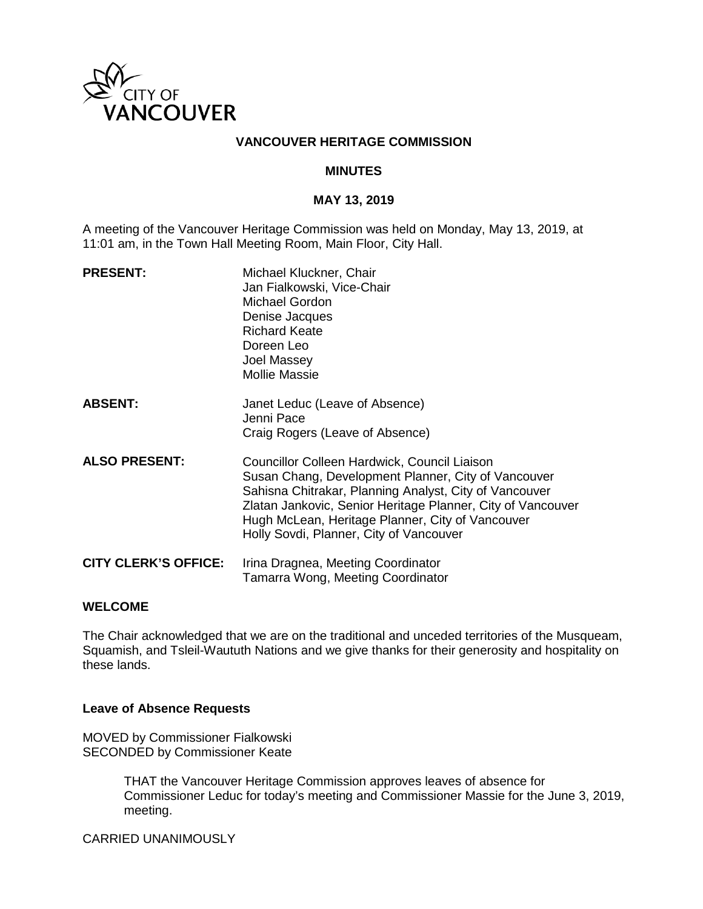CITY OF VANCOUVER

# VANCOUVER HERITAGE COMMISSION

## MINUTES

### MAY 13, 2019

A meeting of the Vancouver Heritage Commission was held on Monday, May 13, 2019, at 11:01 am, in the Town Hall Meeting Room, Main Floor, City Hall.

**PRESENT:**
Michael Kluckner, Chair
Jan Fialkowski, Vice-Chair
Michael Gordon
Denise Jacques
Richard Keate
Doreen Leo
Joel Massey
Mollie Massie

**ABSENT:**
Janet Leduc (Leave of Absence)
Jenni Pace
Craig Rogers (Leave of Absence)

**ALSO PRESENT:**
Councillor Colleen Hardwick, Council Liaison
Susan Chang, Development Planner, City of Vancouver
Sahisna Chitrakar, Planning Analyst, City of Vancouver
Zlatan Jankovic, Senior Heritage Planner, City of Vancouver
Hugh McLean, Heritage Planner, City of Vancouver
Holly Sovdi, Planner, City of Vancouver

**CITY CLERK'S OFFICE:**
Irina Dragnea, Meeting Coordinator
Tamarra Wong, Meeting Coordinator

**WELCOME**

The Chair acknowledged that we are on the traditional and unceded territories of the Musqueam, Squamish, and Tsleil-Waututh Nations and we give thanks for their generosity and hospitality on these lands.

**Leave of Absence Requests**

MOVED by Commissioner Fialkowski
SECONDED by Commissioner Keate

> THAT the Vancouver Heritage Commission approves leaves of absence for Commissioner Leduc for today's meeting and Commissioner Massie for the June 3, 2019, meeting.

CARRIED UNANIMOUSLY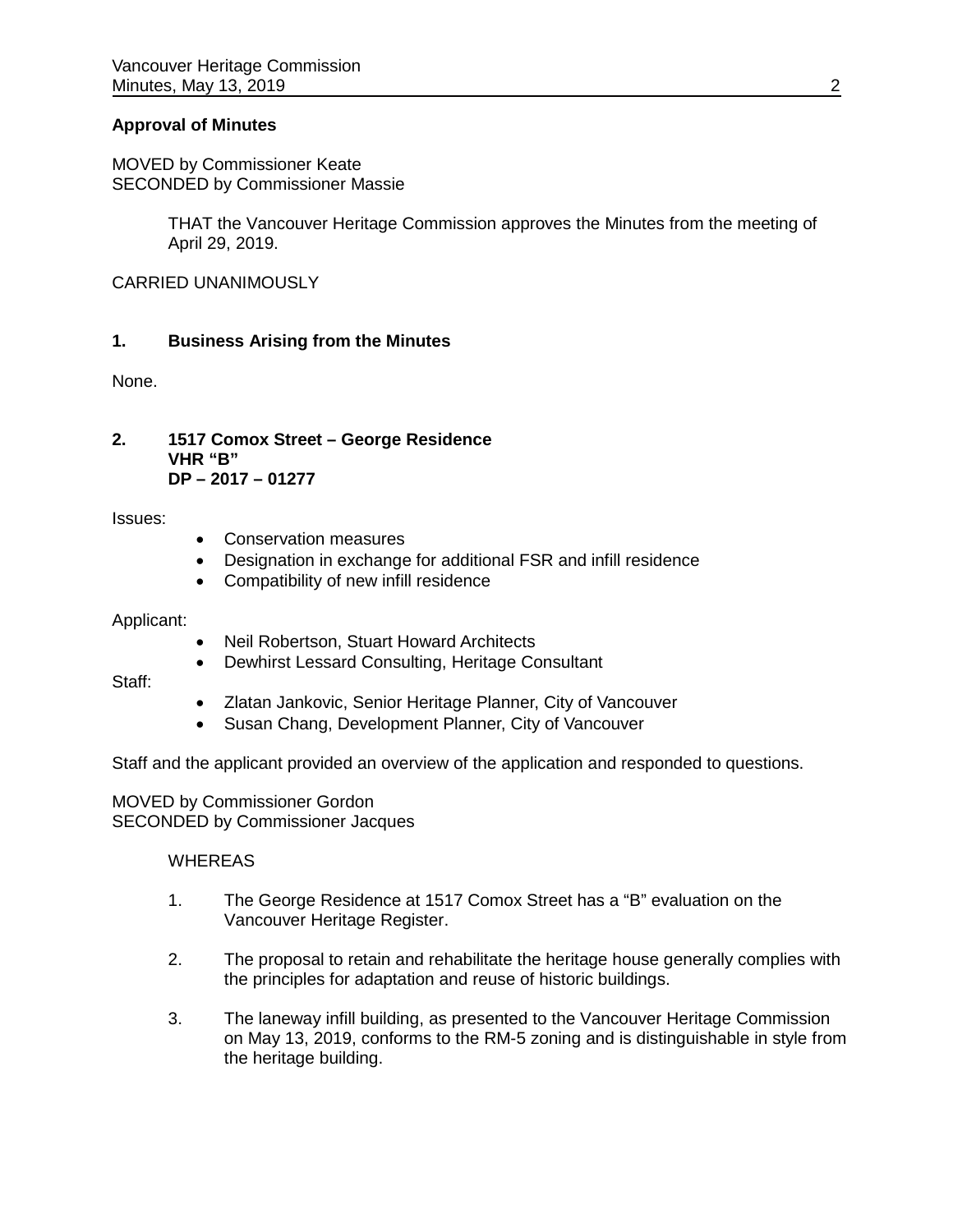**Approval of Minutes**

MOVED by Commissioner Keate
SECONDED by Commissioner Massie

> THAT the Vancouver Heritage Commission approves the Minutes from the meeting of April 29, 2019.

CARRIED UNANIMOUSLY

**1. Business Arising from the Minutes**

None.

**2. 1517 Comox Street – George Residence**
**VHR "B"**
**DP – 2017 – 01277**

Issues:

- Conservation measures
- Designation in exchange for additional FSR and infill residence
- Compatibility of new infill residence

Applicant:

- Neil Robertson, Stuart Howard Architects
- Dewhirst Lessard Consulting, Heritage Consultant

Staff:

- Zlatan Jankovic, Senior Heritage Planner, City of Vancouver
- Susan Chang, Development Planner, City of Vancouver

Staff and the applicant provided an overview of the application and responded to questions.

MOVED by Commissioner Gordon
SECONDED by Commissioner Jacques

WHEREAS

1. The George Residence at 1517 Comox Street has a "B" evaluation on the Vancouver Heritage Register.

2. The proposal to retain and rehabilitate the heritage house generally complies with the principles for adaptation and reuse of historic buildings.

3. The laneway infill building, as presented to the Vancouver Heritage Commission on May 13, 2019, conforms to the RM-5 zoning and is distinguishable in style from the heritage building.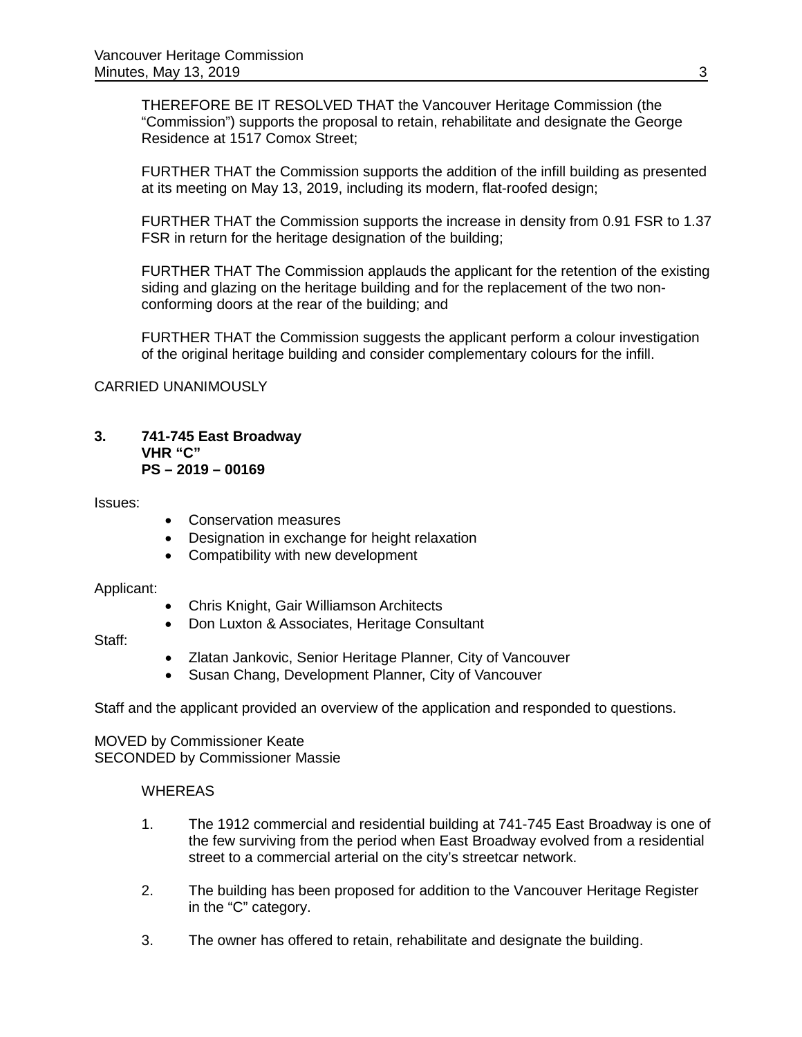THEREFORE BE IT RESOLVED THAT the Vancouver Heritage Commission (the "Commission") supports the proposal to retain, rehabilitate and designate the George Residence at 1517 Comox Street;

FURTHER THAT the Commission supports the addition of the infill building as presented at its meeting on May 13, 2019, including its modern, flat-roofed design;

FURTHER THAT the Commission supports the increase in density from 0.91 FSR to 1.37 FSR in return for the heritage designation of the building;

FURTHER THAT The Commission applauds the applicant for the retention of the existing siding and glazing on the heritage building and for the replacement of the two non-conforming doors at the rear of the building; and

FURTHER THAT the Commission suggests the applicant perform a colour investigation of the original heritage building and consider complementary colours for the infill.

CARRIED UNANIMOUSLY

**3. 741-745 East Broadway**
**VHR "C"**
**PS – 2019 – 00169**

Issues:

- Conservation measures
- Designation in exchange for height relaxation
- Compatibility with new development

Applicant:

- Chris Knight, Gair Williamson Architects
- Don Luxton & Associates, Heritage Consultant

Staff:

- Zlatan Jankovic, Senior Heritage Planner, City of Vancouver
- Susan Chang, Development Planner, City of Vancouver

Staff and the applicant provided an overview of the application and responded to questions.

MOVED by Commissioner Keate
SECONDED by Commissioner Massie

WHEREAS

1. The 1912 commercial and residential building at 741-745 East Broadway is one of the few surviving from the period when East Broadway evolved from a residential street to a commercial arterial on the city's streetcar network.

2. The building has been proposed for addition to the Vancouver Heritage Register in the "C" category.

3. The owner has offered to retain, rehabilitate and designate the building.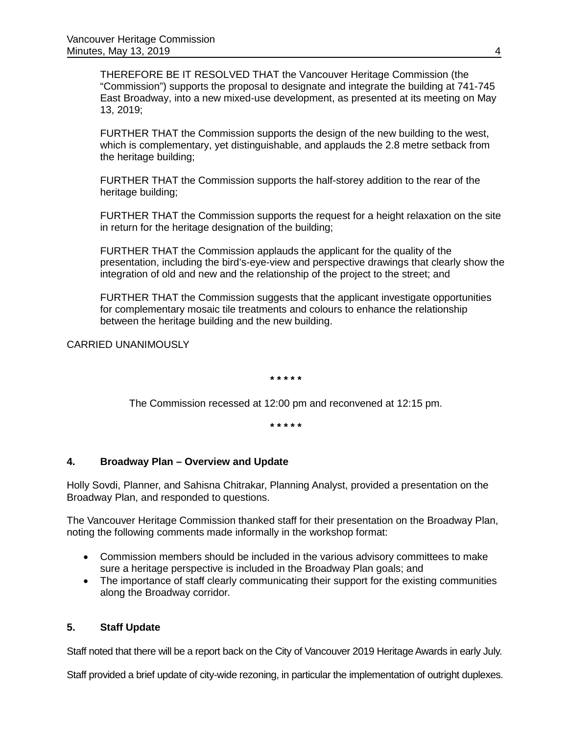THEREFORE BE IT RESOLVED THAT the Vancouver Heritage Commission (the “Commission”) supports the proposal to designate and integrate the building at 741-745 East Broadway, into a new mixed-use development, as presented at its meeting on May 13, 2019;

FURTHER THAT the Commission supports the design of the new building to the west, which is complementary, yet distinguishable, and applauds the 2.8 metre setback from the heritage building;

FURTHER THAT the Commission supports the half-storey addition to the rear of the heritage building;

FURTHER THAT the Commission supports the request for a height relaxation on the site in return for the heritage designation of the building;

FURTHER THAT the Commission applauds the applicant for the quality of the presentation, including the bird’s-eye-view and perspective drawings that clearly show the integration of old and new and the relationship of the project to the street; and

FURTHER THAT the Commission suggests that the applicant investigate opportunities for complementary mosaic tile treatments and colours to enhance the relationship between the heritage building and the new building.

CARRIED UNANIMOUSLY

\* \* \* \* \*

The Commission recessed at 12:00 pm and reconvened at 12:15 pm.

\* \* \* \* \*

## 4. Broadway Plan – Overview and Update

Holly Sovdi, Planner, and Sahisna Chitrakar, Planning Analyst, provided a presentation on the Broadway Plan, and responded to questions.

The Vancouver Heritage Commission thanked staff for their presentation on the Broadway Plan, noting the following comments made informally in the workshop format:

- Commission members should be included in the various advisory committees to make sure a heritage perspective is included in the Broadway Plan goals; and
- The importance of staff clearly communicating their support for the existing communities along the Broadway corridor.

## 5. Staff Update

Staff noted that there will be a report back on the City of Vancouver 2019 Heritage Awards in early July.

Staff provided a brief update of city-wide rezoning, in particular the implementation of outright duplexes.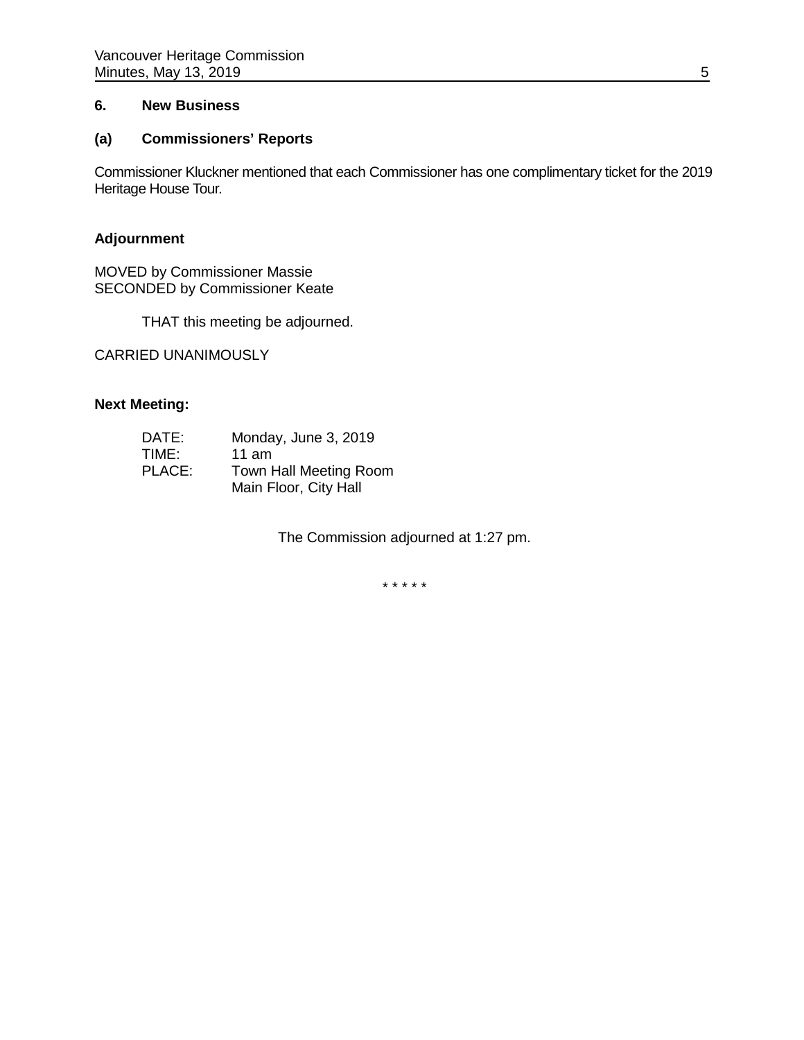## 6. New Business

### (a) Commissioners' Reports

Commissioner Kluckner mentioned that each Commissioner has one complimentary ticket for the 2019 Heritage House Tour.

**Adjournment**

MOVED by Commissioner Massie
SECONDED by Commissioner Keate

THAT this meeting be adjourned.

CARRIED UNANIMOUSLY

**Next Meeting:**

DATE: Monday, June 3, 2019
TIME: 11 am
PLACE: Town Hall Meeting Room
Main Floor, City Hall

The Commission adjourned at 1:27 pm.

* * * * *